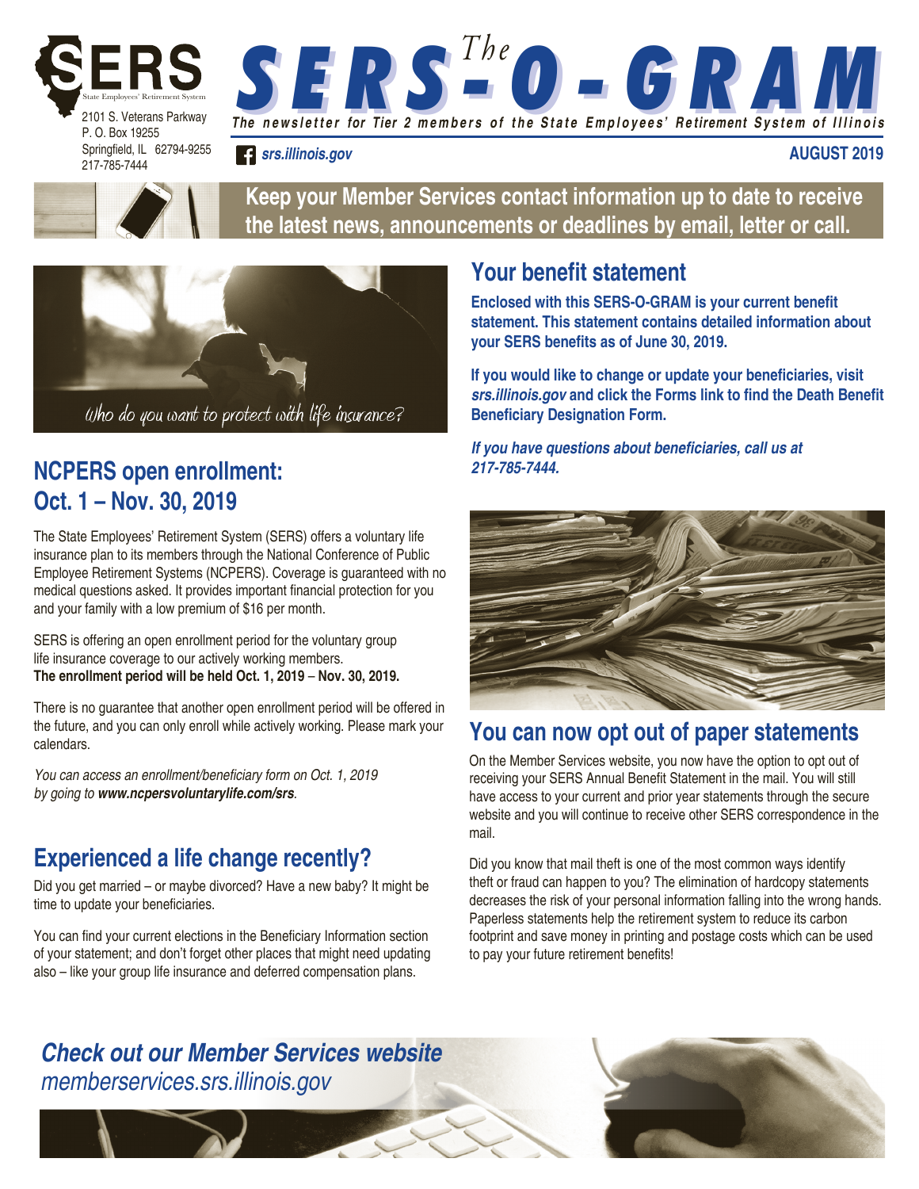SERS State Employees' Retirement System

2101 S. Veterans Parkway
P. O. Box 19255
Springfield, IL 62794-9255
217-785-7444

# The SERS-O-GRAM

*The newsletter for Tier 2 members of the State Employees' Retirement System of Illinois*

*srs.illinois.gov*

**AUGUST 2019**

**Keep your Member Services contact information up to date to receive the latest news, announcements or deadlines by email, letter or call.**

*Who do you want to protect with life insurance?*

## NCPERS open enrollment: Oct. 1 – Nov. 30, 2019

The State Employees' Retirement System (SERS) offers a voluntary life insurance plan to its members through the National Conference of Public Employee Retirement Systems (NCPERS). Coverage is guaranteed with no medical questions asked. It provides important financial protection for you and your family with a low premium of $16 per month.

SERS is offering an open enrollment period for the voluntary group life insurance coverage to our actively working members. **The enrollment period will be held Oct. 1, 2019 – Nov. 30, 2019.**

There is no guarantee that another open enrollment period will be offered in the future, and you can only enroll while actively working. Please mark your calendars.

*You can access an enrollment/beneficiary form on Oct. 1, 2019 by going to **www.ncpersvoluntarylife.com/srs**.*

## Experienced a life change recently?

Did you get married – or maybe divorced? Have a new baby? It might be time to update your beneficiaries.

You can find your current elections in the Beneficiary Information section of your statement; and don't forget other places that might need updating also – like your group life insurance and deferred compensation plans.

## Your benefit statement

**Enclosed with this SERS-O-GRAM is your current benefit statement. This statement contains detailed information about your SERS benefits as of June 30, 2019.**

**If you would like to change or update your beneficiaries, visit *srs.illinois.gov* and click the Forms link to find the Death Benefit Beneficiary Designation Form.**

***If you have questions about beneficiaries, call us at 217-785-7444.***

## You can now opt out of paper statements

On the Member Services website, you now have the option to opt out of receiving your SERS Annual Benefit Statement in the mail. You will still have access to your current and prior year statements through the secure website and you will continue to receive other SERS correspondence in the mail.

Did you know that mail theft is one of the most common ways identify theft or fraud can happen to you? The elimination of hardcopy statements decreases the risk of your personal information falling into the wrong hands. Paperless statements help the retirement system to reduce its carbon footprint and save money in printing and postage costs which can be used to pay your future retirement benefits!

***Check out our Member Services website***
*memberservices.srs.illinois.gov*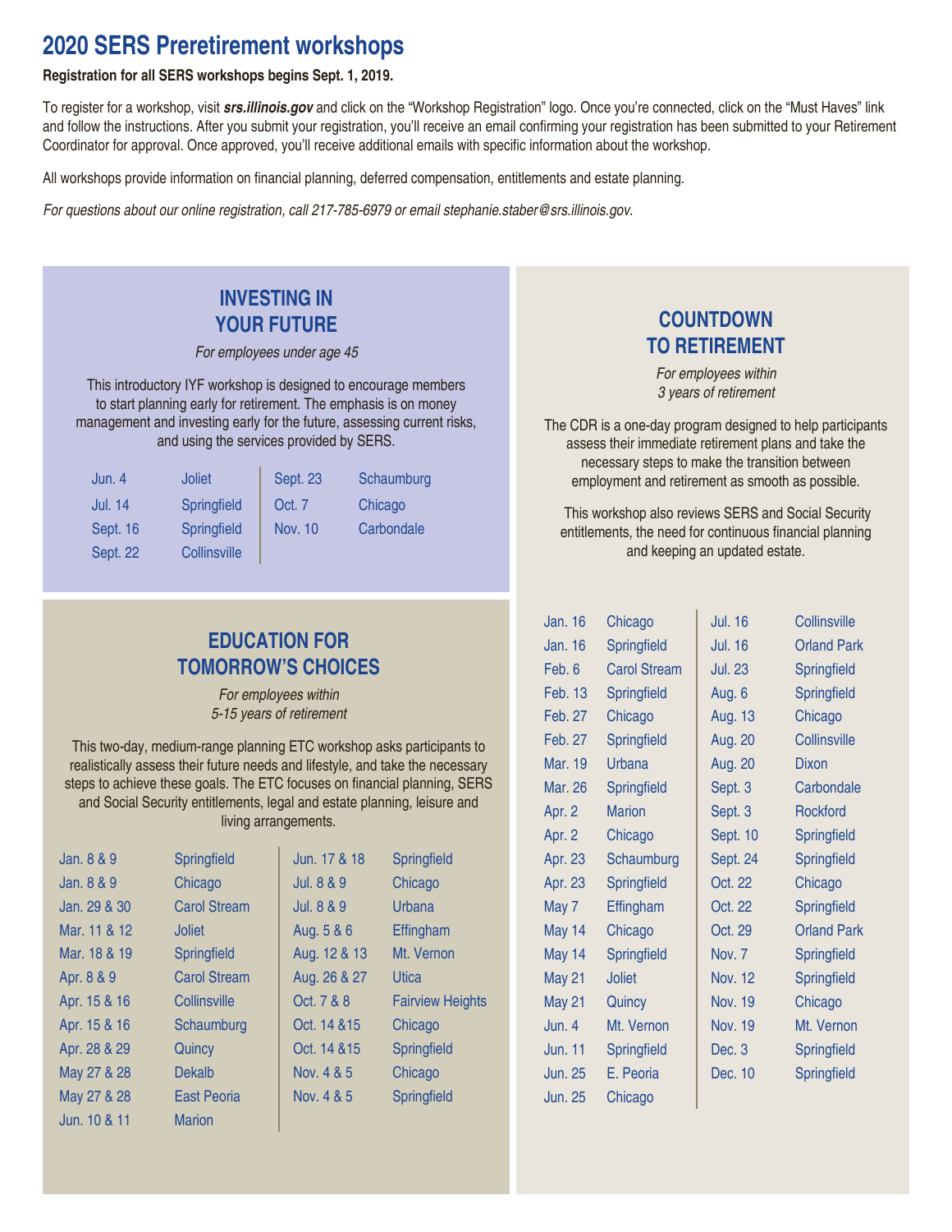# 2020 SERS Preretirement workshops

**Registration for all SERS workshops begins Sept. 1, 2019.**

To register for a workshop, visit ***srs.illinois.gov*** and click on the "Workshop Registration" logo. Once you're connected, click on the "Must Haves" link and follow the instructions. After you submit your registration, you'll receive an email confirming your registration has been submitted to your Retirement Coordinator for approval. Once approved, you'll receive additional emails with specific information about the workshop.

All workshops provide information on financial planning, deferred compensation, entitlements and estate planning.

*For questions about our online registration, call 217-785-6979 or email stephanie.staber@srs.illinois.gov.*

## INVESTING IN YOUR FUTURE

*For employees under age 45*

This introductory IYF workshop is designed to encourage members to start planning early for retirement. The emphasis is on money management and investing early for the future, assessing current risks, and using the services provided by SERS.

| Date | Location | Date | Location |
|---|---|---|---|
| Jun. 4 | Joliet | Sept. 23 | Schaumburg |
| Jul. 14 | Springfield | Oct. 7 | Chicago |
| Sept. 16 | Springfield | Nov. 10 | Carbondale |
| Sept. 22 | Collinsville | | |

## EDUCATION FOR TOMORROW'S CHOICES

*For employees within 5-15 years of retirement*

This two-day, medium-range planning ETC workshop asks participants to realistically assess their future needs and lifestyle, and take the necessary steps to achieve these goals. The ETC focuses on financial planning, SERS and Social Security entitlements, legal and estate planning, leisure and living arrangements.

| Date | Location | Date | Location |
|---|---|---|---|
| Jan. 8 & 9 | Springfield | Jun. 17 & 18 | Springfield |
| Jan. 8 & 9 | Chicago | Jul. 8 & 9 | Chicago |
| Jan. 29 & 30 | Carol Stream | Jul. 8 & 9 | Urbana |
| Mar. 11 & 12 | Joliet | Aug. 5 & 6 | Effingham |
| Mar. 18 & 19 | Springfield | Aug. 12 & 13 | Mt. Vernon |
| Apr. 8 & 9 | Carol Stream | Aug. 26 & 27 | Utica |
| Apr. 15 & 16 | Collinsville | Oct. 7 & 8 | Fairview Heights |
| Apr. 15 & 16 | Schaumburg | Oct. 14 &15 | Chicago |
| Apr. 28 & 29 | Quincy | Oct. 14 &15 | Springfield |
| May 27 & 28 | Dekalb | Nov. 4 & 5 | Chicago |
| May 27 & 28 | East Peoria | Nov. 4 & 5 | Springfield |
| Jun. 10 & 11 | Marion | | |

## COUNTDOWN TO RETIREMENT

*For employees within 3 years of retirement*

The CDR is a one-day program designed to help participants assess their immediate retirement plans and take the necessary steps to make the transition between employment and retirement as smooth as possible.

This workshop also reviews SERS and Social Security entitlements, the need for continuous financial planning and keeping an updated estate.

| Date | Location | Date | Location |
|---|---|---|---|
| Jan. 16 | Chicago | Jul. 16 | Collinsville |
| Jan. 16 | Springfield | Jul. 16 | Orland Park |
| Feb. 6 | Carol Stream | Jul. 23 | Springfield |
| Feb. 13 | Springfield | Aug. 6 | Springfield |
| Feb. 27 | Chicago | Aug. 13 | Chicago |
| Feb. 27 | Springfield | Aug. 20 | Collinsville |
| Mar. 19 | Urbana | Aug. 20 | Dixon |
| Mar. 26 | Springfield | Sept. 3 | Carbondale |
| Apr. 2 | Marion | Sept. 3 | Rockford |
| Apr. 2 | Chicago | Sept. 10 | Springfield |
| Apr. 23 | Schaumburg | Sept. 24 | Springfield |
| Apr. 23 | Springfield | Oct. 22 | Chicago |
| May 7 | Effingham | Oct. 22 | Springfield |
| May 14 | Chicago | Oct. 29 | Orland Park |
| May 14 | Springfield | Nov. 7 | Springfield |
| May 21 | Joliet | Nov. 12 | Springfield |
| May 21 | Quincy | Nov. 19 | Chicago |
| Jun. 4 | Mt. Vernon | Nov. 19 | Mt. Vernon |
| Jun. 11 | Springfield | Dec. 3 | Springfield |
| Jun. 25 | E. Peoria | Dec. 10 | Springfield |
| Jun. 25 | Chicago | | |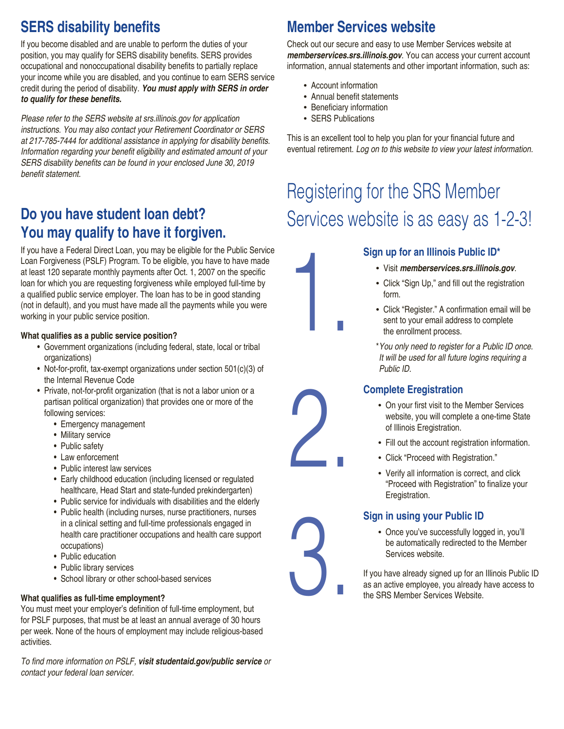## SERS disability benefits

If you become disabled and are unable to perform the duties of your position, you may qualify for SERS disability benefits. SERS provides occupational and nonoccupational disability benefits to partially replace your income while you are disabled, and you continue to earn SERS service credit during the period of disability. ***You must apply with SERS in order to qualify for these benefits.***

*Please refer to the SERS website at srs.illinois.gov for application instructions. You may also contact your Retirement Coordinator or SERS at 217-785-7444 for additional assistance in applying for disability benefits. Information regarding your benefit eligibility and estimated amount of your SERS disability benefits can be found in your enclosed June 30, 2019 benefit statement.*

## Do you have student loan debt? You may qualify to have it forgiven.

If you have a Federal Direct Loan, you may be eligible for the Public Service Loan Forgiveness (PSLF) Program. To be eligible, you have to have made at least 120 separate monthly payments after Oct. 1, 2007 on the specific loan for which you are requesting forgiveness while employed full-time by a qualified public service employer. The loan has to be in good standing (not in default), and you must have made all the payments while you were working in your public service position.

**What qualifies as a public service position?**

- Government organizations (including federal, state, local or tribal organizations)
- Not-for-profit, tax-exempt organizations under section 501(c)(3) of the Internal Revenue Code
- Private, not-for-profit organization (that is not a labor union or a partisan political organization) that provides one or more of the following services:
  - Emergency management
  - Military service
  - Public safety
  - Law enforcement
  - Public interest law services
  - Early childhood education (including licensed or regulated healthcare, Head Start and state-funded prekindergarten)
  - Public service for individuals with disabilities and the elderly
  - Public health (including nurses, nurse practitioners, nurses in a clinical setting and full-time professionals engaged in health care practitioner occupations and health care support occupations)
  - Public education
  - Public library services
  - School library or other school-based services

**What qualifies as full-time employment?**

You must meet your employer's definition of full-time employment, but for PSLF purposes, that must be at least an annual average of 30 hours per week. None of the hours of employment may include religious-based activities.

*To find more information on PSLF,* ***visit studentaid.gov/public service*** *or contact your federal loan servicer.*

## Member Services website

Check out our secure and easy to use Member Services website at ***memberservices.srs.illinois.gov***. You can access your current account information, annual statements and other important information, such as:

- Account information
- Annual benefit statements
- Beneficiary information
- SERS Publications

This is an excellent tool to help you plan for your financial future and eventual retirement. *Log on to this website to view your latest information.*

## Registering for the SRS Member Services website is as easy as 1-2-3!

### 1. Sign up for an Illinois Public ID*

- Visit ***memberservices.srs.illinois.gov***.
- Click "Sign Up," and fill out the registration form.
- Click "Register." A confirmation email will be sent to your email address to complete the enrollment process.

*\*You only need to register for a Public ID once. It will be used for all future logins requiring a Public ID.*

### 2. Complete Eregistration

- On your first visit to the Member Services website, you will complete a one-time State of Illinois Eregistration.
- Fill out the account registration information.
- Click "Proceed with Registration."
- Verify all information is correct, and click "Proceed with Registration" to finalize your Eregistration.

### 3. Sign in using your Public ID

- Once you've successfully logged in, you'll be automatically redirected to the Member Services website.

If you have already signed up for an Illinois Public ID as an active employee, you already have access to the SRS Member Services Website.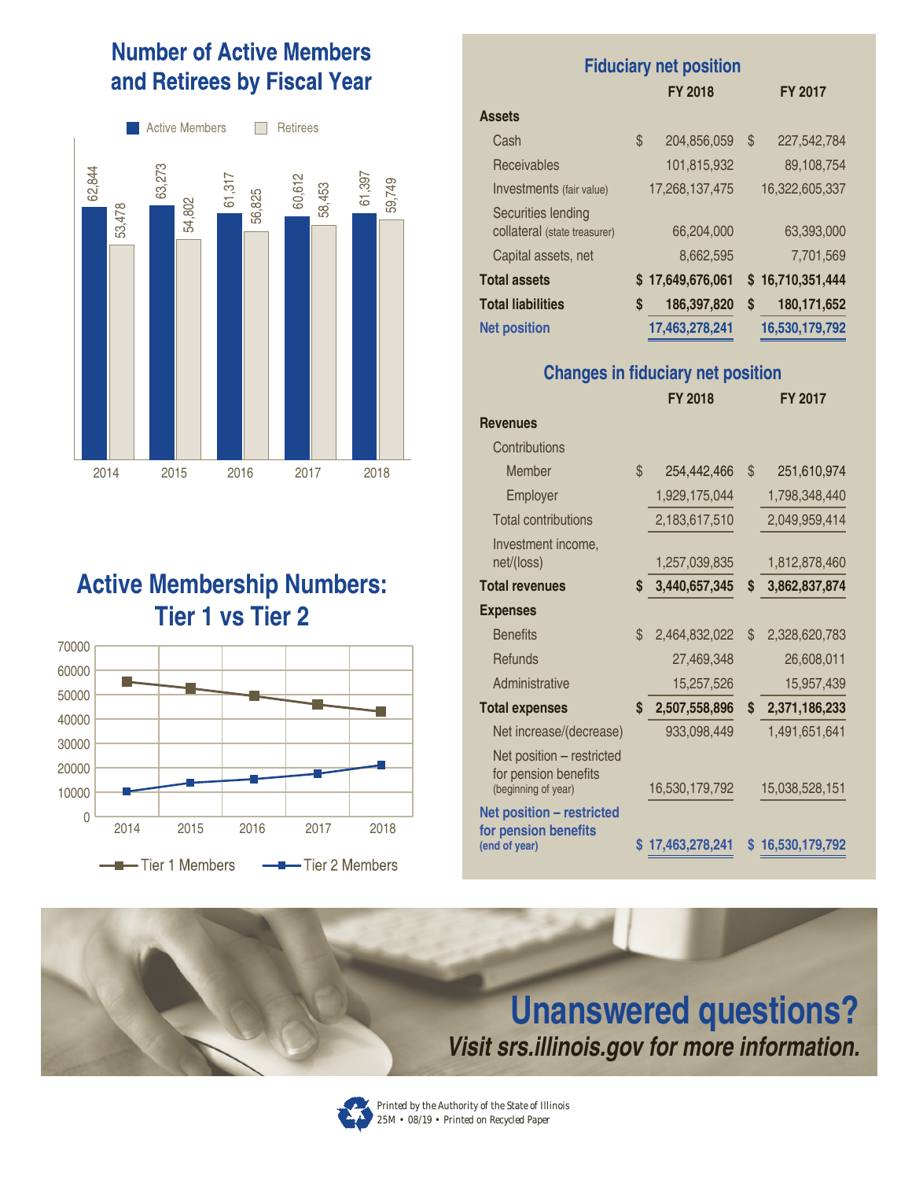## Number of Active Members and Retirees by Fiscal Year

Active Members   Retirees

2014: 62,844  53,478
2015: 63,273  54,802
2016: 61,317  56,825
2017: 60,612  58,453
2018: 61,397  59,749

## Active Membership Numbers: Tier 1 vs Tier 2

70000
60000
50000
40000
30000
20000
10000
0

2014 2015 2016 2017 2018

Tier 1 Members   Tier 2 Members

## Fiduciary net position

| | FY 2018 | FY 2017 |
|---|---|---|
| **Assets** | | |
| Cash | $ 204,856,059 | $ 227,542,784 |
| Receivables | 101,815,932 | 89,108,754 |
| Investments (fair value) | 17,268,137,475 | 16,322,605,337 |
| Securities lending collateral (state treasurer) | 66,204,000 | 63,393,000 |
| Capital assets, net | 8,662,595 | 7,701,569 |
| **Total assets** | **$ 17,649,676,061** | **$ 16,710,351,444** |
| **Total liabilities** | **$ 186,397,820** | **$ 180,171,652** |
| **Net position** | **17,463,278,241** | **16,530,179,792** |

## Changes in fiduciary net position

| | FY 2018 | FY 2017 |
|---|---|---|
| **Revenues** | | |
| Contributions | | |
| Member | $ 254,442,466 | $ 251,610,974 |
| Employer | 1,929,175,044 | 1,798,348,440 |
| Total contributions | 2,183,617,510 | 2,049,959,414 |
| Investment income, net/(loss) | 1,257,039,835 | 1,812,878,460 |
| **Total revenues** | **$ 3,440,657,345** | **$ 3,862,837,874** |
| **Expenses** | | |
| Benefits | $ 2,464,832,022 | $ 2,328,620,783 |
| Refunds | 27,469,348 | 26,608,011 |
| Administrative | 15,257,526 | 15,957,439 |
| **Total expenses** | **$ 2,507,558,896** | **$ 2,371,186,233** |
| Net increase/(decrease) | 933,098,449 | 1,491,651,641 |
| Net position – restricted for pension benefits (beginning of year) | 16,530,179,792 | 15,038,528,151 |
| **Net position – restricted for pension benefits (end of year)** | **$ 17,463,278,241** | **$ 16,530,179,792** |

# Unanswered questions?

***Visit srs.illinois.gov for more information.***

*Printed by the Authority of the State of Illinois*
*25M • 08/19 • Printed on Recycled Paper*